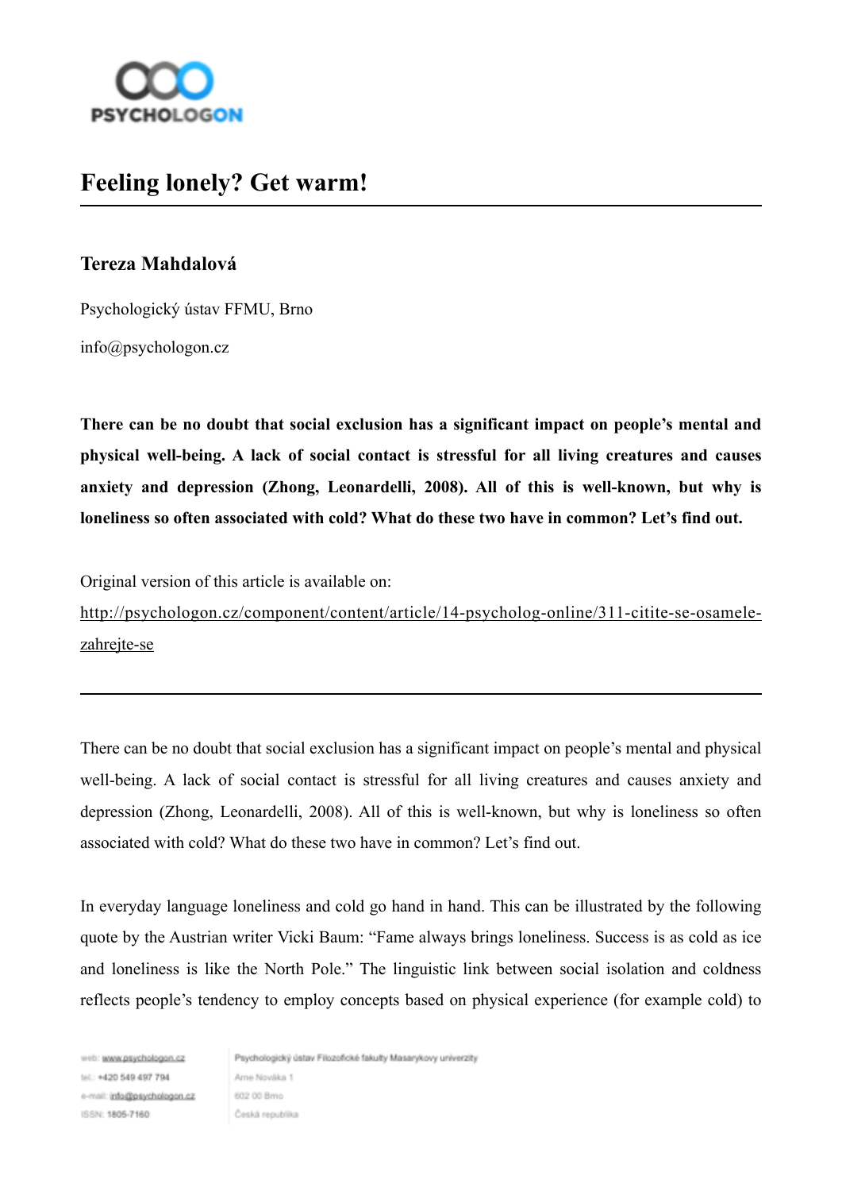# Feeling lonely? Get warm!

**Tereza Mahdalová**

Psychologický ústav FFMU, Brno

info@psychologon.cz

**There can be no doubt that social exclusion has a significant impact on people's mental and physical well-being. A lack of social contact is stressful for all living creatures and causes anxiety and depression (Zhong, Leonardelli, 2008). All of this is well-known, but why is loneliness so often associated with cold? What do these two have in common? Let's find out.**

Original version of this article is available on: http://psychologon.cz/component/content/article/14-psycholog-online/311-citite-se-osamele-zahrejte-se

---

There can be no doubt that social exclusion has a significant impact on people's mental and physical well-being. A lack of social contact is stressful for all living creatures and causes anxiety and depression (Zhong, Leonardelli, 2008). All of this is well-known, but why is loneliness so often associated with cold? What do these two have in common? Let's find out.

In everyday language loneliness and cold go hand in hand. This can be illustrated by the following quote by the Austrian writer Vicki Baum: "Fame always brings loneliness. Success is as cold as ice and loneliness is like the North Pole." The linguistic link between social isolation and coldness reflects people's tendency to employ concepts based on physical experience (for example cold) to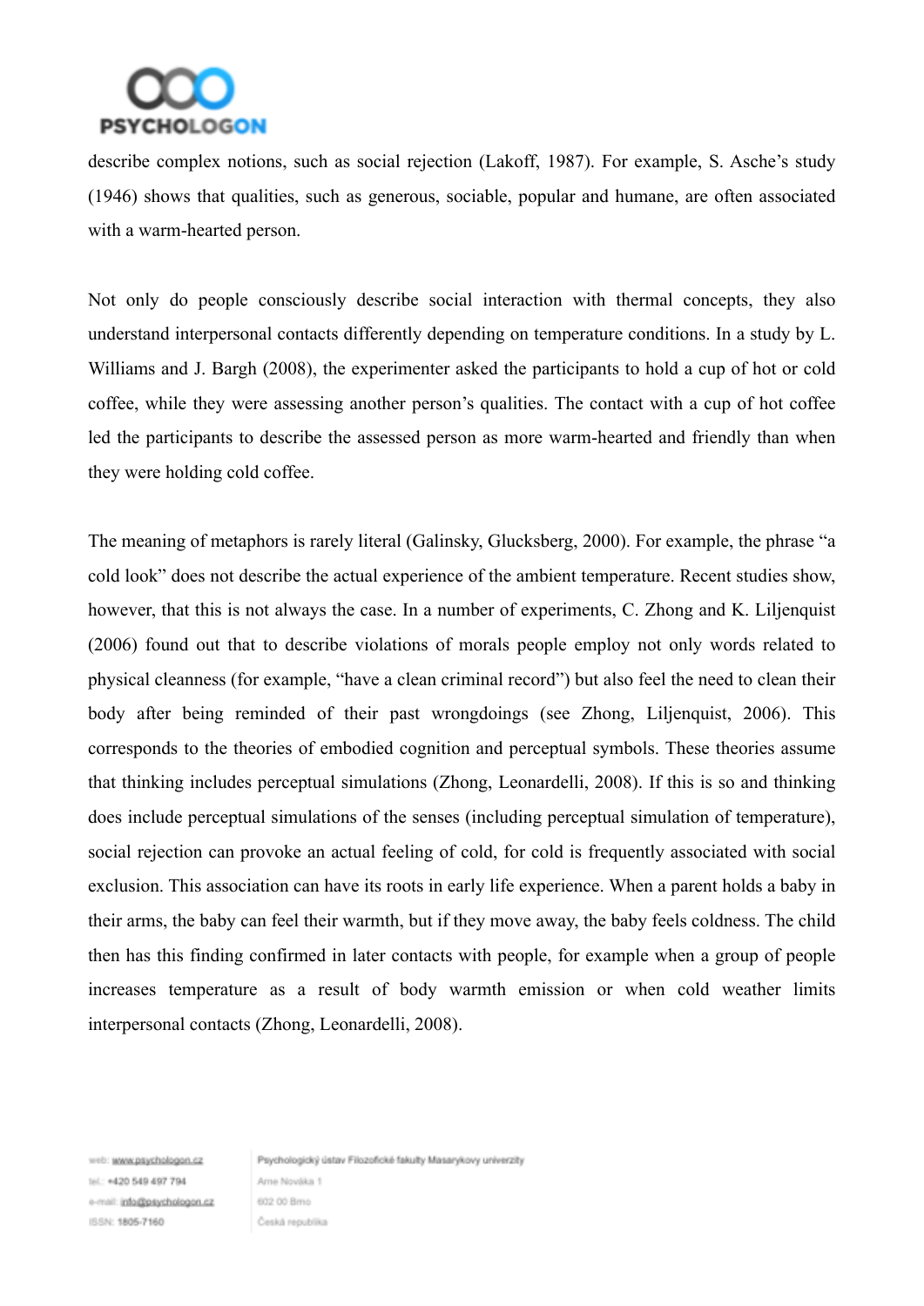describe complex notions, such as social rejection (Lakoff, 1987). For example, S. Asche's study (1946) shows that qualities, such as generous, sociable, popular and humane, are often associated with a warm-hearted person.

Not only do people consciously describe social interaction with thermal concepts, they also understand interpersonal contacts differently depending on temperature conditions. In a study by L. Williams and J. Bargh (2008), the experimenter asked the participants to hold a cup of hot or cold coffee, while they were assessing another person's qualities. The contact with a cup of hot coffee led the participants to describe the assessed person as more warm-hearted and friendly than when they were holding cold coffee.

The meaning of metaphors is rarely literal (Galinsky, Glucksberg, 2000). For example, the phrase "a cold look" does not describe the actual experience of the ambient temperature. Recent studies show, however, that this is not always the case. In a number of experiments, C. Zhong and K. Liljenquist (2006) found out that to describe violations of morals people employ not only words related to physical cleanness (for example, "have a clean criminal record") but also feel the need to clean their body after being reminded of their past wrongdoings (see Zhong, Liljenquist, 2006). This corresponds to the theories of embodied cognition and perceptual symbols. These theories assume that thinking includes perceptual simulations (Zhong, Leonardelli, 2008). If this is so and thinking does include perceptual simulations of the senses (including perceptual simulation of temperature), social rejection can provoke an actual feeling of cold, for cold is frequently associated with social exclusion. This association can have its roots in early life experience. When a parent holds a baby in their arms, the baby can feel their warmth, but if they move away, the baby feels coldness. The child then has this finding confirmed in later contacts with people, for example when a group of people increases temperature as a result of body warmth emission or when cold weather limits interpersonal contacts (Zhong, Leonardelli, 2008).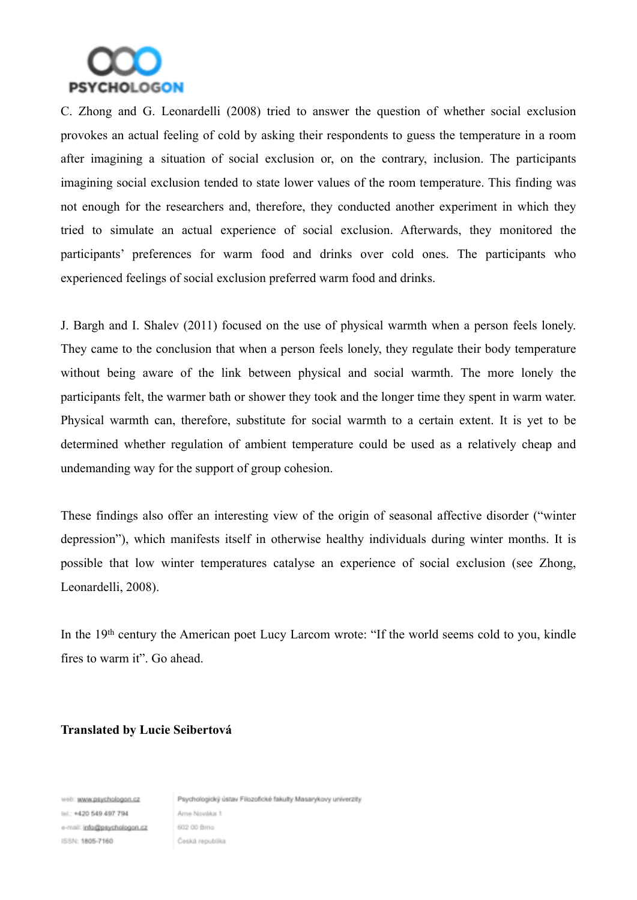C. Zhong and G. Leonardelli (2008) tried to answer the question of whether social exclusion provokes an actual feeling of cold by asking their respondents to guess the temperature in a room after imagining a situation of social exclusion or, on the contrary, inclusion. The participants imagining social exclusion tended to state lower values of the room temperature. This finding was not enough for the researchers and, therefore, they conducted another experiment in which they tried to simulate an actual experience of social exclusion. Afterwards, they monitored the participants' preferences for warm food and drinks over cold ones. The participants who experienced feelings of social exclusion preferred warm food and drinks.

J. Bargh and I. Shalev (2011) focused on the use of physical warmth when a person feels lonely. They came to the conclusion that when a person feels lonely, they regulate their body temperature without being aware of the link between physical and social warmth. The more lonely the participants felt, the warmer bath or shower they took and the longer time they spent in warm water. Physical warmth can, therefore, substitute for social warmth to a certain extent. It is yet to be determined whether regulation of ambient temperature could be used as a relatively cheap and undemanding way for the support of group cohesion.

These findings also offer an interesting view of the origin of seasonal affective disorder ("winter depression"), which manifests itself in otherwise healthy individuals during winter months. It is possible that low winter temperatures catalyse an experience of social exclusion (see Zhong, Leonardelli, 2008).

In the 19th century the American poet Lucy Larcom wrote: "If the world seems cold to you, kindle fires to warm it". Go ahead.

**Translated by Lucie Seibertová**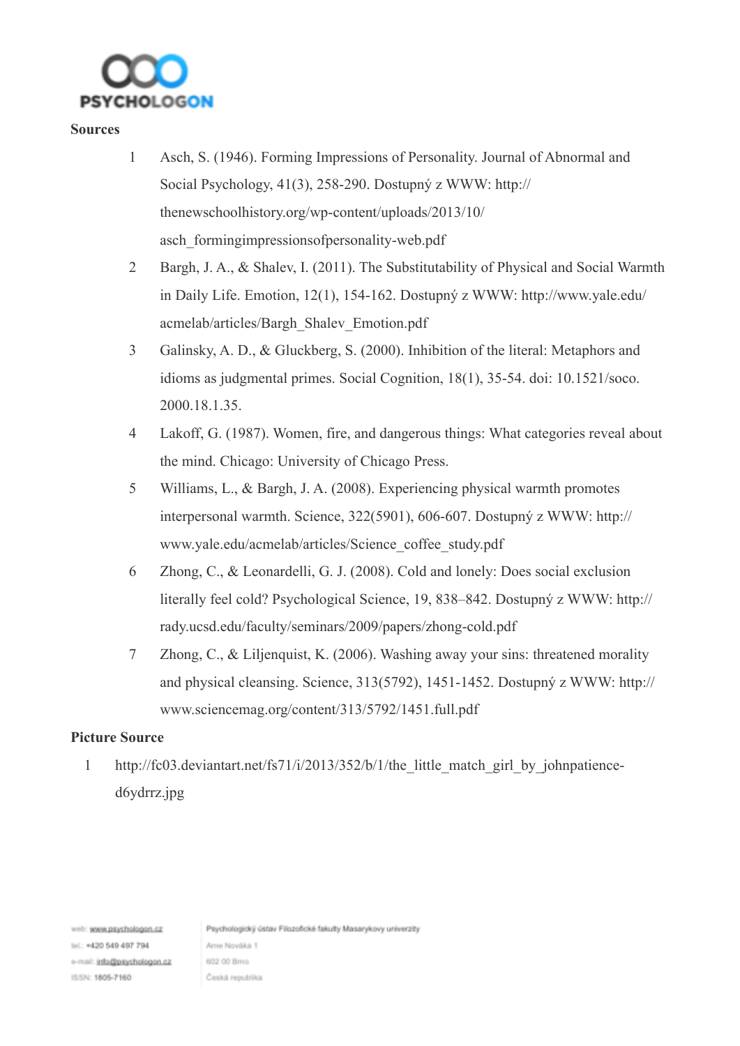**Sources**

1. Asch, S. (1946). Forming Impressions of Personality. Journal of Abnormal and Social Psychology, 41(3), 258-290. Dostupný z WWW: http://thenewschoolhistory.org/wp-content/uploads/2013/10/asch_formingimpressionsofpersonality-web.pdf
2. Bargh, J. A., & Shalev, I. (2011). The Substitutability of Physical and Social Warmth in Daily Life. Emotion, 12(1), 154-162. Dostupný z WWW: http://www.yale.edu/acmelab/articles/Bargh_Shalev_Emotion.pdf
3. Galinsky, A. D., & Gluckberg, S. (2000). Inhibition of the literal: Metaphors and idioms as judgmental primes. Social Cognition, 18(1), 35-54. doi: 10.1521/soco.2000.18.1.35.
4. Lakoff, G. (1987). Women, fire, and dangerous things: What categories reveal about the mind. Chicago: University of Chicago Press.
5. Williams, L., & Bargh, J. A. (2008). Experiencing physical warmth promotes interpersonal warmth. Science, 322(5901), 606-607. Dostupný z WWW: http://www.yale.edu/acmelab/articles/Science_coffee_study.pdf
6. Zhong, C., & Leonardelli, G. J. (2008). Cold and lonely: Does social exclusion literally feel cold? Psychological Science, 19, 838–842. Dostupný z WWW: http://rady.ucsd.edu/faculty/seminars/2009/papers/zhong-cold.pdf
7. Zhong, C., & Liljenquist, K. (2006). Washing away your sins: threatened morality and physical cleansing. Science, 313(5792), 1451-1452. Dostupný z WWW: http://www.sciencemag.org/content/313/5792/1451.full.pdf

**Picture Source**

1. http://fc03.deviantart.net/fs71/i/2013/352/b/1/the_little_match_girl_by_johnpatience-d6ydrrz.jpg